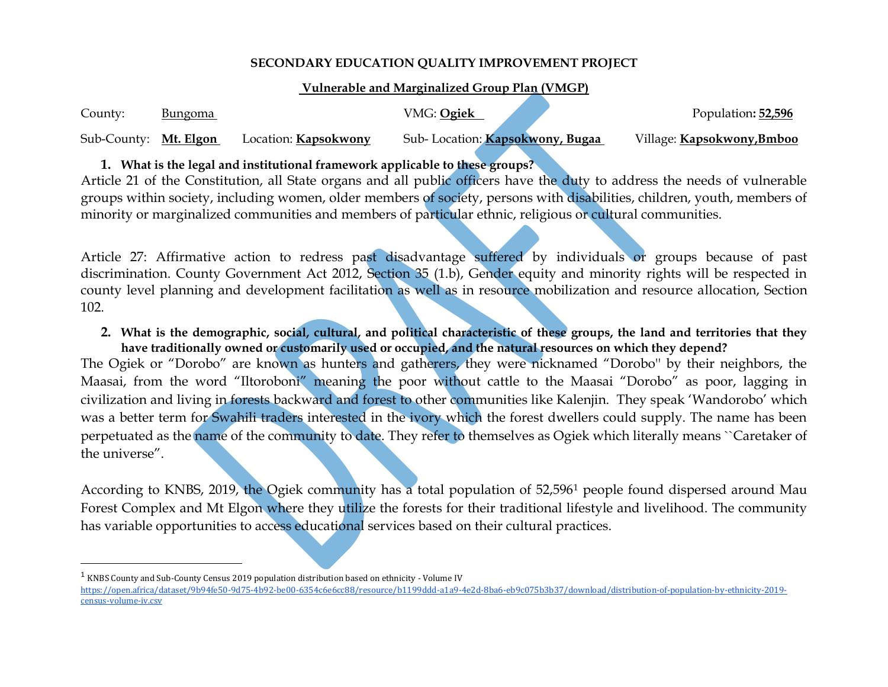**SECONDARY EDUCATION QUALITY IMPROVEMENT PROJECT**

**Vulnerable and Marginalized Group Plan (VMGP)**

County: Bungoma VMG: **Ogiek** Population**: 52,596**

Sub-County: **Mt. Elgon** Location: **Kapsokwony** Sub- Location: **Kapsokwony, Bugaa** Village: **Kapsokwony,Bmboo**

1. **What is the legal and institutional framework applicable to these groups?**

Article 21 of the Constitution, all State organs and all public officers have the duty to address the needs of vulnerable groups within society, including women, older members of society, persons with disabilities, children, youth, members of minority or marginalized communities and members of particular ethnic, religious or cultural communities.

Article 27: Affirmative action to redress past disadvantage suffered by individuals or groups because of past discrimination. County Government Act 2012, Section 35 (1.b), Gender equity and minority rights will be respected in county level planning and development facilitation as well as in resource mobilization and resource allocation, Section 102.

2. **What is the demographic, social, cultural, and political characteristic of these groups, the land and territories that they have traditionally owned or customarily used or occupied, and the natural resources on which they depend?**

The Ogiek or "Dorobo" are known as hunters and gatherers, they were nicknamed "Dorobo'' by their neighbors, the Maasai, from the word "Iltoroboni" meaning the poor without cattle to the Maasai "Dorobo" as poor, lagging in civilization and living in forests backward and forest to other communities like Kalenjin. They speak 'Wandorobo' which was a better term for Swahili traders interested in the ivory which the forest dwellers could supply. The name has been perpetuated as the name of the community to date. They refer to themselves as Ogiek which literally means ``Caretaker of the universe".

According to KNBS, 2019, the Ogiek community has a total population of 52,596[1] people found dispersed around Mau Forest Complex and Mt Elgon where they utilize the forests for their traditional lifestyle and livelihood. The community has variable opportunities to access educational services based on their cultural practices.

---

[1] KNBS County and Sub-County Census 2019 population distribution based on ethnicity - Volume IV https://open.africa/dataset/9b94fe50-9d75-4b92-be00-6354c6e6cc88/resource/b1199ddd-a1a9-4e2d-8ba6-eb9c075b3b37/download/distribution-of-population-by-ethnicity-2019-census-volume-iv.csv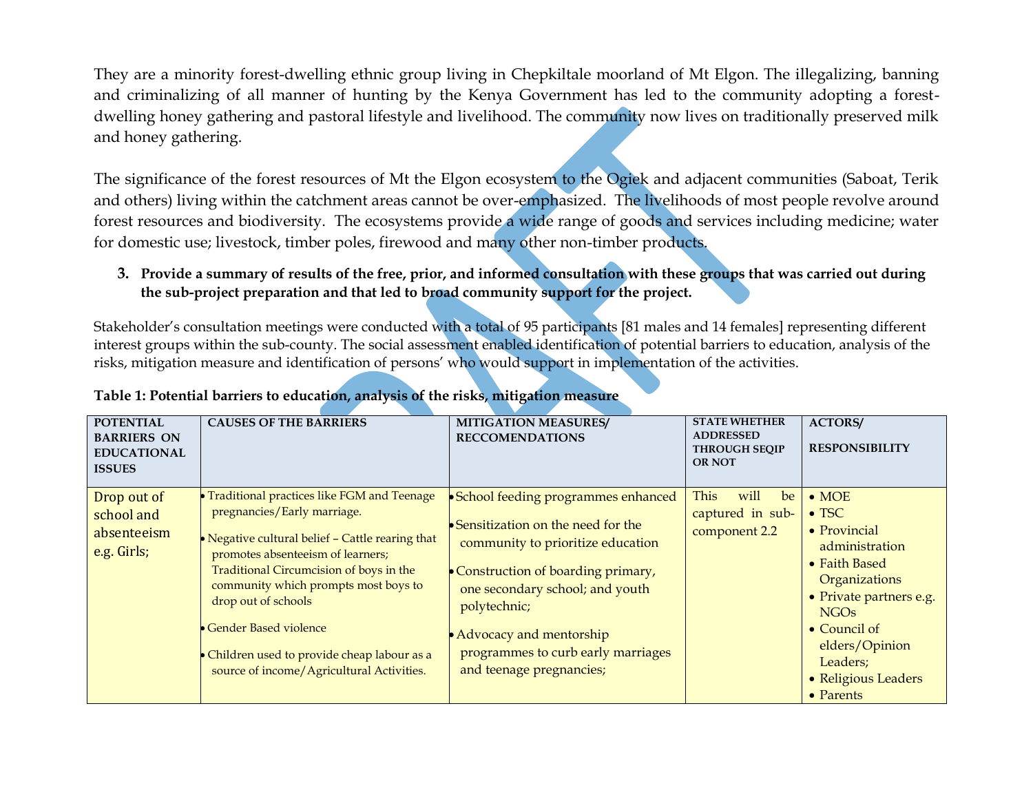They are a minority forest-dwelling ethnic group living in Chepkiltale moorland of Mt Elgon. The illegalizing, banning and criminalizing of all manner of hunting by the Kenya Government has led to the community adopting a forest-dwelling honey gathering and pastoral lifestyle and livelihood. The community now lives on traditionally preserved milk and honey gathering.

The significance of the forest resources of Mt the Elgon ecosystem to the Ogiek and adjacent communities (Saboat, Terik and others) living within the catchment areas cannot be over-emphasized. The livelihoods of most people revolve around forest resources and biodiversity. The ecosystems provide a wide range of goods and services including medicine; water for domestic use; livestock, timber poles, firewood and many other non-timber products.

**3. Provide a summary of results of the free, prior, and informed consultation with these groups that was carried out during the sub-project preparation and that led to broad community support for the project.**

Stakeholder's consultation meetings were conducted with a total of 95 participants [81 males and 14 females] representing different interest groups within the sub-county. The social assessment enabled identification of potential barriers to education, analysis of the risks, mitigation measure and identification of persons' who would support in implementation of the activities.

**Table 1: Potential barriers to education, analysis of the risks, mitigation measure**

| POTENTIAL BARRIERS ON EDUCATIONAL ISSUES | CAUSES OF THE BARRIERS | MITIGATION MEASURES/ RECCOMENDATIONS | STATE WHETHER ADDRESSED THROUGH SEQIP OR NOT | ACTORS/ RESPONSIBILITY |
|---|---|---|---|---|
| Drop out of school and absenteeism e.g. Girls; | • Traditional practices like FGM and Teenage pregnancies/Early marriage.<br>• Negative cultural belief – Cattle rearing that promotes absenteeism of learners; Traditional Circumcision of boys in the community which prompts most boys to drop out of schools<br>• Gender Based violence<br>• Children used to provide cheap labour as a source of income/Agricultural Activities. | • School feeding programmes enhanced<br>• Sensitization on the need for the community to prioritize education<br>• Construction of boarding primary, one secondary school; and youth polytechnic;<br>• Advocacy and mentorship programmes to curb early marriages and teenage pregnancies; | This will be captured in sub-component 2.2 | • MOE<br>• TSC<br>• Provincial administration<br>• Faith Based Organizations<br>• Private partners e.g. NGOs<br>• Council of elders/Opinion Leaders;<br>• Religious Leaders<br>• Parents |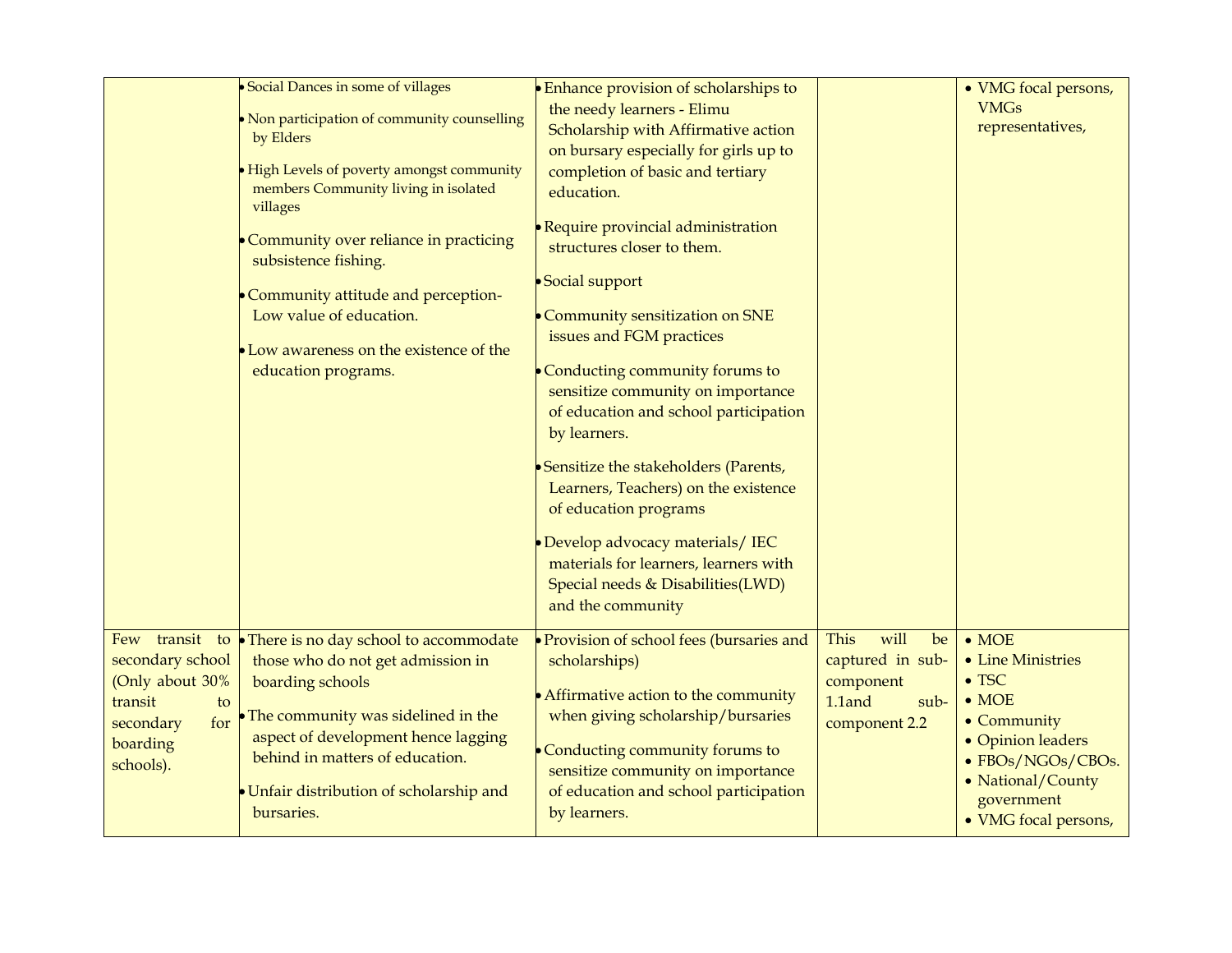| | | | | |
|---|---|---|---|---|
| | • Social Dances in some of villages<br>• Non participation of community counselling by Elders<br>• High Levels of poverty amongst community members Community living in isolated villages<br>• Community over reliance in practicing subsistence fishing.<br>• Community attitude and perception- Low value of education.<br>• Low awareness on the existence of the education programs. | • Enhance provision of scholarships to the needy learners - Elimu Scholarship with Affirmative action on bursary especially for girls up to completion of basic and tertiary education.<br>• Require provincial administration structures closer to them.<br>• Social support<br>• Community sensitization on SNE issues and FGM practices<br>• Conducting community forums to sensitize community on importance of education and school participation by learners.<br>• Sensitize the stakeholders (Parents, Learners, Teachers) on the existence of education programs<br>• Develop advocacy materials/ IEC materials for learners, learners with Special needs & Disabilities(LWD) and the community | | • VMG focal persons, VMGs representatives, |
| Few transit to secondary school (Only about 30% transit to secondary for boarding schools). | • There is no day school to accommodate those who do not get admission in boarding schools<br>• The community was sidelined in the aspect of development hence lagging behind in matters of education.<br>• Unfair distribution of scholarship and bursaries. | • Provision of school fees (bursaries and scholarships)<br>• Affirmative action to the community when giving scholarship/bursaries<br>• Conducting community forums to sensitize community on importance of education and school participation by learners. | This will be captured in sub-component 1.1and sub-component 2.2 | • MOE<br>• Line Ministries<br>• TSC<br>• MOE<br>• Community<br>• Opinion leaders<br>• FBOs/NGOs/CBOs.<br>• National/County government<br>• VMG focal persons, |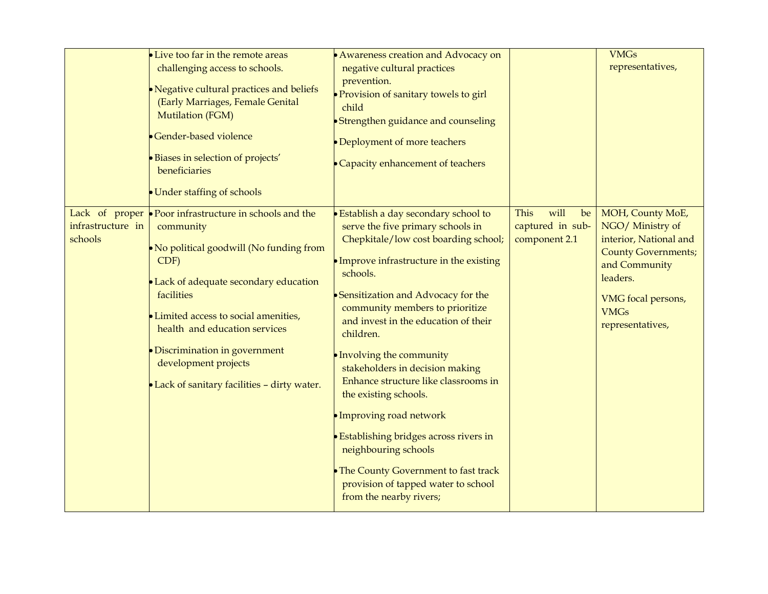| | | | | |
|---|---|---|---|---|
| | • Live too far in the remote areas challenging access to schools.<br>• Negative cultural practices and beliefs (Early Marriages, Female Genital Mutilation (FGM)<br>• Gender-based violence<br>• Biases in selection of projects' beneficiaries<br>• Under staffing of schools | • Awareness creation and Advocacy on negative cultural practices prevention.<br>• Provision of sanitary towels to girl child<br>• Strengthen guidance and counseling<br>• Deployment of more teachers<br>• Capacity enhancement of teachers | | VMGs representatives, |
| Lack of proper infrastructure in schools | • Poor infrastructure in schools and the community<br>• No political goodwill (No funding from CDF)<br>• Lack of adequate secondary education facilities<br>• Limited access to social amenities, health and education services<br>• Discrimination in government development projects<br>• Lack of sanitary facilities – dirty water. | • Establish a day secondary school to serve the five primary schools in Chepkitale/low cost boarding school;<br>• Improve infrastructure in the existing schools.<br>• Sensitization and Advocacy for the community members to prioritize and invest in the education of their children.<br>• Involving the community stakeholders in decision making Enhance structure like classrooms in the existing schools.<br>• Improving road network<br>• Establishing bridges across rivers in neighbouring schools<br>• The County Government to fast track provision of tapped water to school from the nearby rivers; | This will be captured in sub-component 2.1 | MOH, County MoE, NGO/ Ministry of interior, National and County Governments; and Community leaders.<br>VMG focal persons, VMGs representatives, |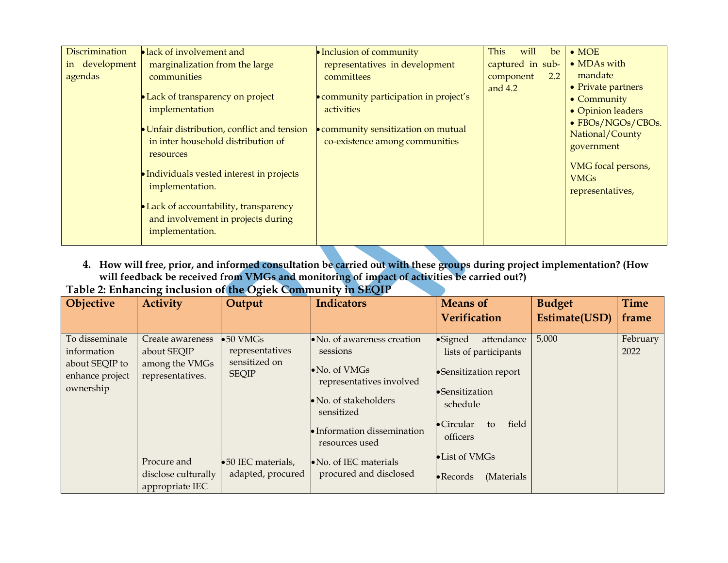| | | | | |
|---|---|---|---|---|
| Discrimination in development agendas | • lack of involvement and marginalization from the large communities<br>• Lack of transparency on project implementation<br>• Unfair distribution, conflict and tension in inter household distribution of resources<br>• Individuals vested interest in projects implementation.<br>• Lack of accountability, transparency and involvement in projects during implementation. | • Inclusion of community representatives in development committees<br>• community participation in project's activities<br>• community sensitization on mutual co-existence among communities | This will be captured in sub-component 2.2 and 4.2 | • MOE<br>• MDAs with mandate<br>• Private partners<br>• Community<br>• Opinion leaders<br>• FBOs/NGOs/CBOs. National/County government<br>VMG focal persons, VMGs representatives, |

4. **How will free, prior, and informed consultation be carried out with these groups during project implementation? (How will feedback be received from VMGs and monitoring of impact of activities be carried out?)**

**Table 2: Enhancing inclusion of the Ogiek Community in SEQIP**

| Objective | Activity | Output | Indicators | Means of Verification | Budget Estimate(USD) | Time frame |
|---|---|---|---|---|---|---|
| To disseminate information about SEQIP to enhance project ownership | Create awareness about SEQIP among the VMGs representatives. | • 50 VMGs representatives sensitized on SEQIP | • No. of awareness creation sessions<br>• No. of VMGs representatives involved<br>• No. of stakeholders sensitized<br>• Information dissemination resources used | • Signed attendance lists of participants<br>• Sensitization report<br>• Sensitization schedule<br>• Circular to field officers<br>• List of VMGs<br>• Records (Materials | 5,000 | February 2022 |
| | Procure and disclose culturally appropriate IEC | • 50 IEC materials, adapted, procured | • No. of IEC materials procured and disclosed | | | |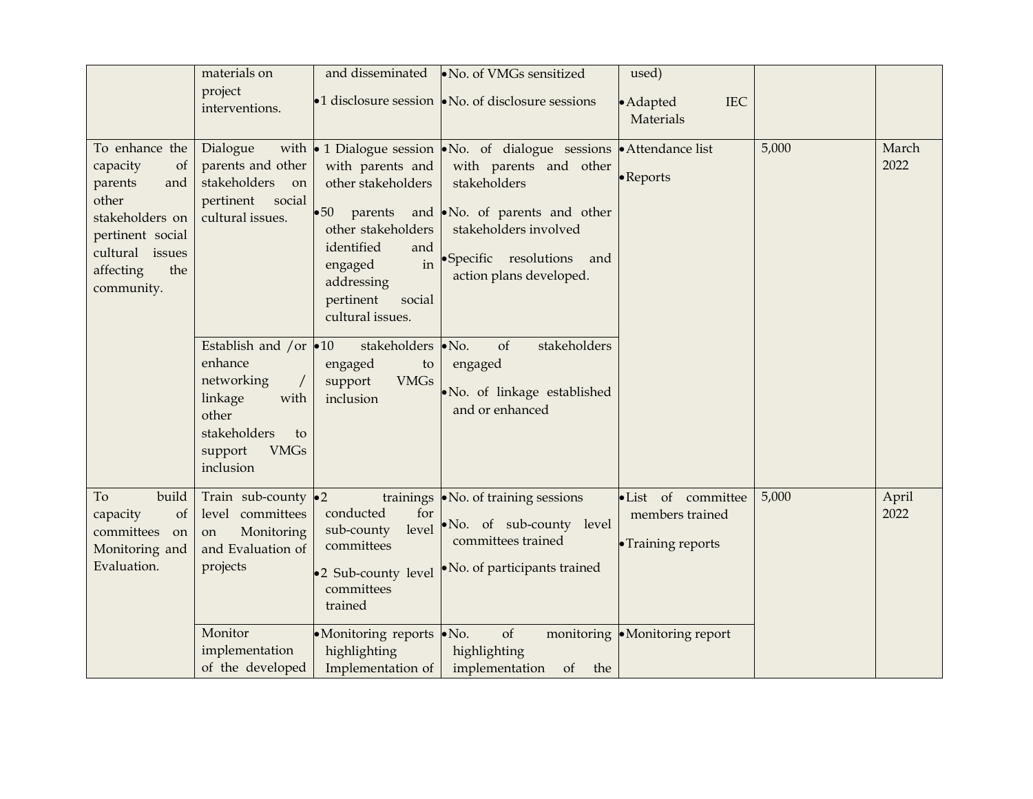| | materials on project interventions. | and disseminated<br>• 1 disclosure session | • No. of VMGs sensitized<br>• No. of disclosure sessions | used)<br>• Adapted IEC Materials | | |
|---|---|---|---|---|---|---|
| To enhance the capacity of parents and other stakeholders on pertinent social cultural issues affecting the community. | Dialogue with parents and other stakeholders on pertinent social cultural issues. | • 1 Dialogue session with parents and other stakeholders<br>• 50 parents and other stakeholders identified and engaged in addressing pertinent social cultural issues. | • No. of dialogue sessions with parents and other stakeholders<br>• No. of parents and other stakeholders involved<br>• Specific resolutions and action plans developed. | • Attendance list<br>• Reports | 5,000 | March 2022 |
| | Establish and /or enhance networking / linkage with other stakeholders to support VMGs inclusion | • 10 stakeholders engaged to support VMGs inclusion | • No. of stakeholders engaged<br>• No. of linkage established and or enhanced | | | |
| To build capacity of committees on Monitoring and Evaluation. | Train sub-county level committees on Monitoring and Evaluation of projects | • 2 trainings conducted for sub-county level committees<br>• 2 Sub-county level committees trained | • No. of training sessions<br>• No. of sub-county level committees trained<br>• No. of participants trained | • List of committee members trained<br>• Training reports | 5,000 | April 2022 |
| | Monitor implementation of the developed | • Monitoring reports highlighting Implementation of | • No. of monitoring highlighting implementation of the | • Monitoring report | | |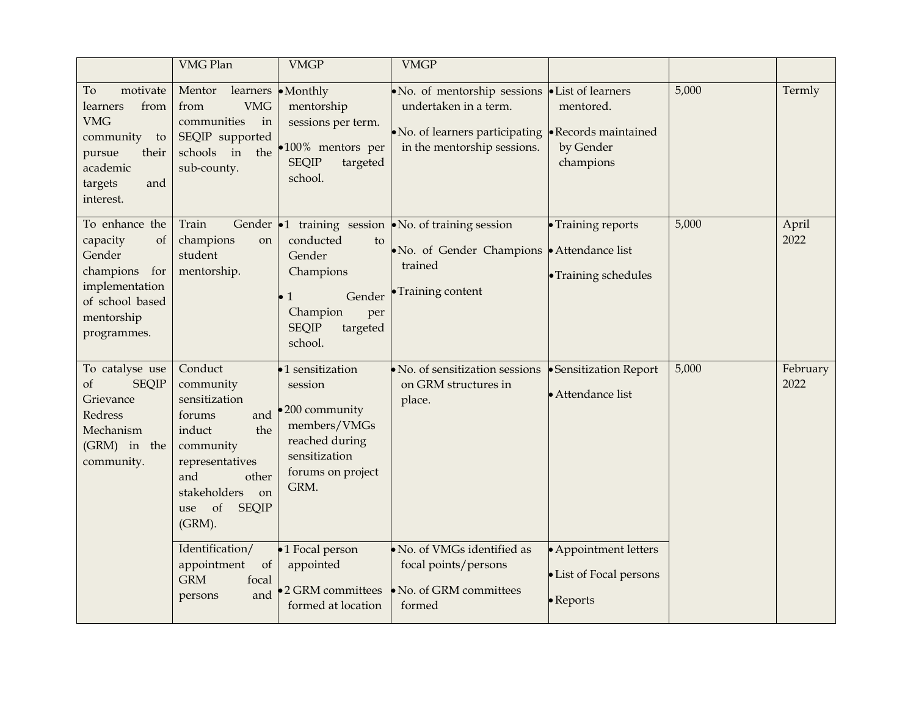| | VMG Plan | VMGP | VMGP | | | |
|---|---|---|---|---|---|---|
| To motivate learners from VMG community to pursue their academic targets and interest. | Mentor learners from VMG communities in SEQIP supported schools in the sub-county. | • Monthly mentorship sessions per term.<br>• 100% mentors per SEQIP targeted school. | • No. of mentorship sessions undertaken in a term.<br>• No. of learners participating in the mentorship sessions. | • List of learners mentored.<br>• Records maintained by Gender champions | 5,000 | Termly |
| To enhance the capacity of Gender champions for implementation of school based mentorship programmes. | Train Gender champions on student mentorship. | • 1 training session conducted to Gender Champions<br>• 1 Gender Champion per SEQIP targeted school. | • No. of training session<br>• No. of Gender Champions trained<br>• Training content | • Training reports<br>• Attendance list<br>• Training schedules | 5,000 | April 2022 |
| To catalyse use of SEQIP Grievance Redress Mechanism (GRM) in the community. | Conduct community sensitization forums and induct the community representatives and other stakeholders on use of SEQIP (GRM). | • 1 sensitization session<br>• 200 community members/VMGs reached during sensitization forums on project GRM. | • No. of sensitization sessions on GRM structures in place. | • Sensitization Report<br>• Attendance list | 5,000 | February 2022 |
| | Identification/ appointment of GRM focal persons and | • 1 Focal person appointed<br>• 2 GRM committees formed at location | • No. of VMGs identified as focal points/persons<br>• No. of GRM committees formed | • Appointment letters<br>• List of Focal persons<br>• Reports | | |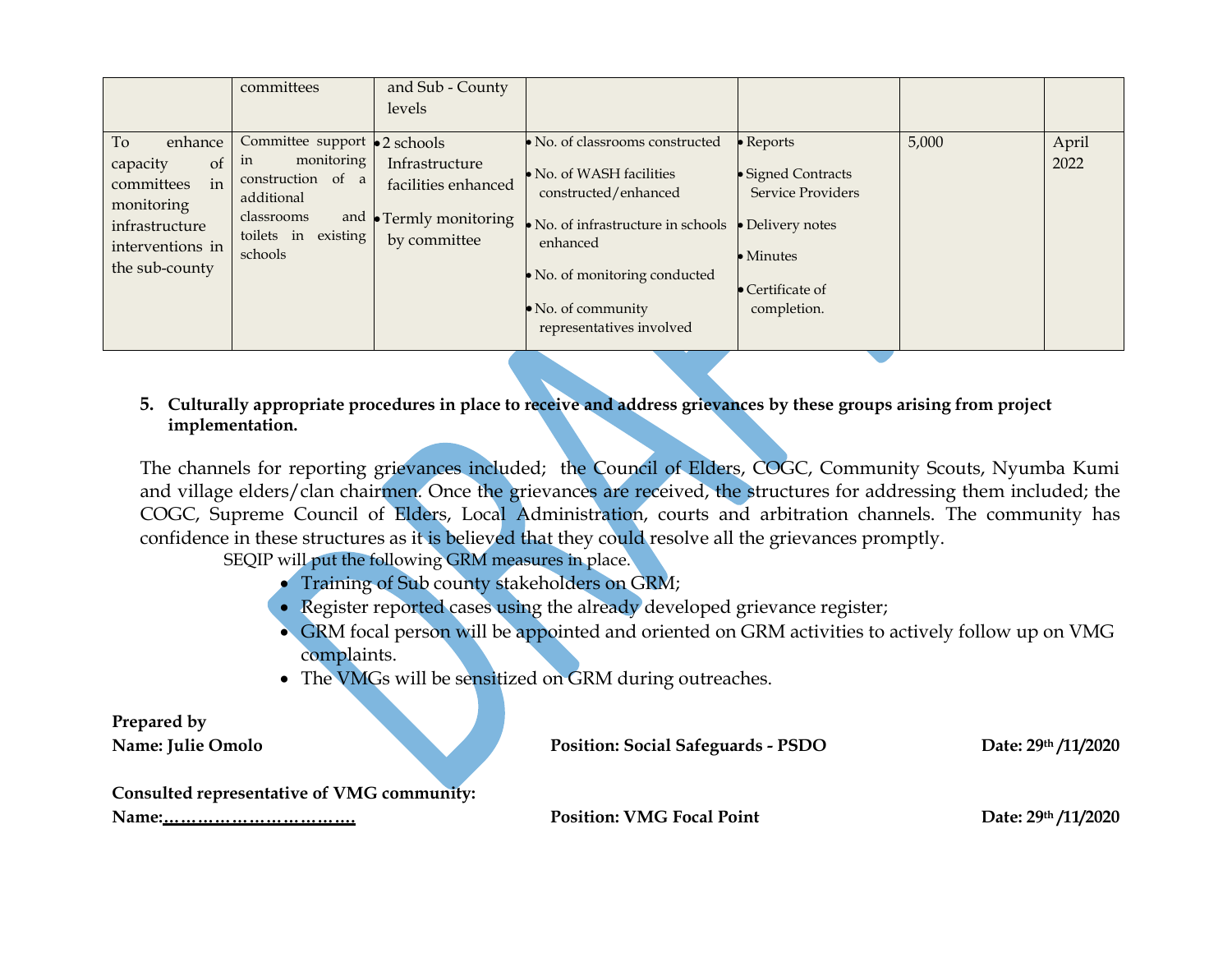|  |  |  |  |  |  |  |
|---|---|---|---|---|---|---|
|  | committees | and Sub - County levels |  |  |  |  |
| To enhance capacity of committees in monitoring infrastructure interventions in the sub-county | Committee support in monitoring construction of a additional classrooms and toilets in existing schools | • 2 schools Infrastructure facilities enhanced<br>• Termly monitoring by committee | • No. of classrooms constructed<br>• No. of WASH facilities constructed/enhanced<br>• No. of infrastructure in schools enhanced<br>• No. of monitoring conducted<br>• No. of community representatives involved | • Reports<br>• Signed Contracts Service Providers<br>• Delivery notes<br>• Minutes<br>• Certificate of completion. | 5,000 | April 2022 |

**5. Culturally appropriate procedures in place to receive and address grievances by these groups arising from project implementation.**

The channels for reporting grievances included; the Council of Elders, COGC, Community Scouts, Nyumba Kumi and village elders/clan chairmen. Once the grievances are received, the structures for addressing them included; the COGC, Supreme Council of Elders, Local Administration, courts and arbitration channels. The community has confidence in these structures as it is believed that they could resolve all the grievances promptly.

SEQIP will put the following GRM measures in place.

- Training of Sub county stakeholders on GRM;
- Register reported cases using the already developed grievance register;
- GRM focal person will be appointed and oriented on GRM activities to actively follow up on VMG complaints.
- The VMGs will be sensitized on GRM during outreaches.

**Prepared by**

**Name: Julie Omolo** **Position: Social Safeguards - PSDO** **Date: 29th /11/2020**

**Consulted representative of VMG community:**

**Name:……………………………** **Position: VMG Focal Point** **Date: 29th /11/2020**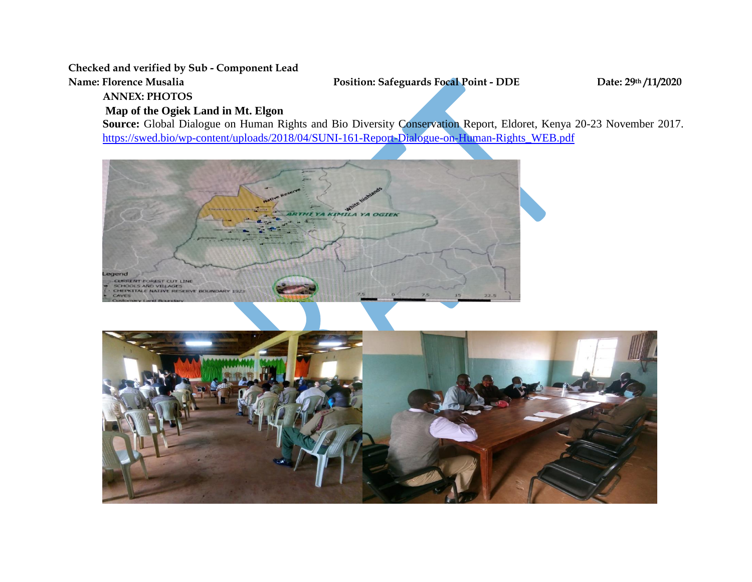**Checked and verified by Sub - Component Lead**

**Name: Florence Musalia** **Position: Safeguards Focal Point - DDE** **Date: 29th /11/2020**

**ANNEX: PHOTOS**

**Map of the Ogiek Land in Mt. Elgon**

**Source:** Global Dialogue on Human Rights and Bio Diversity Conservation Report, Eldoret, Kenya 20-23 November 2017. https://swed.bio/wp-content/uploads/2018/04/SUNI-161-Report-Dialogue-on-Human-Rights_WEB.pdf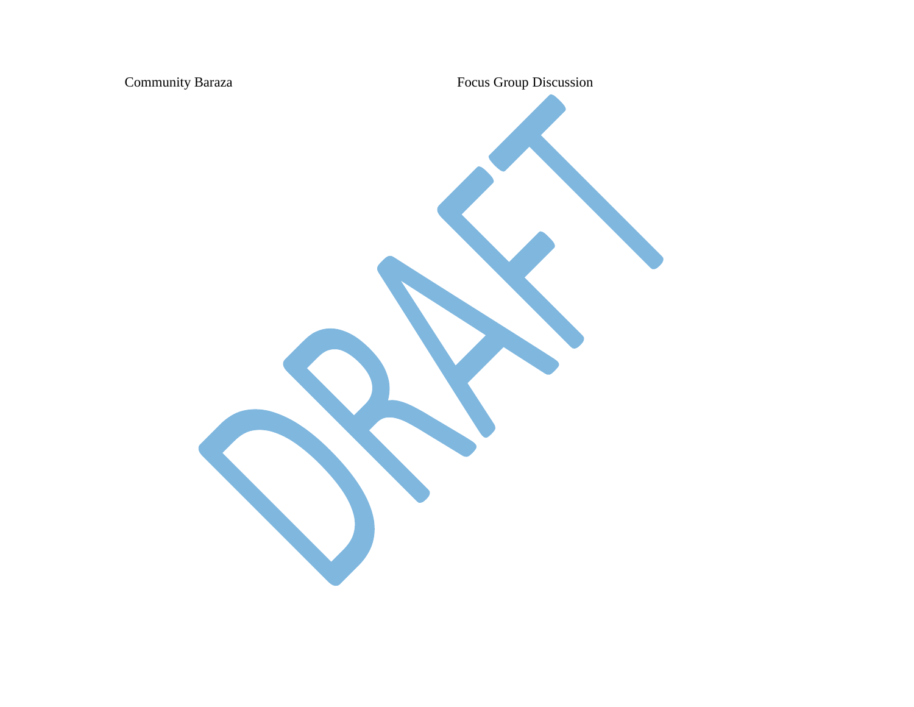Community Baraza

Focus Group Discussion